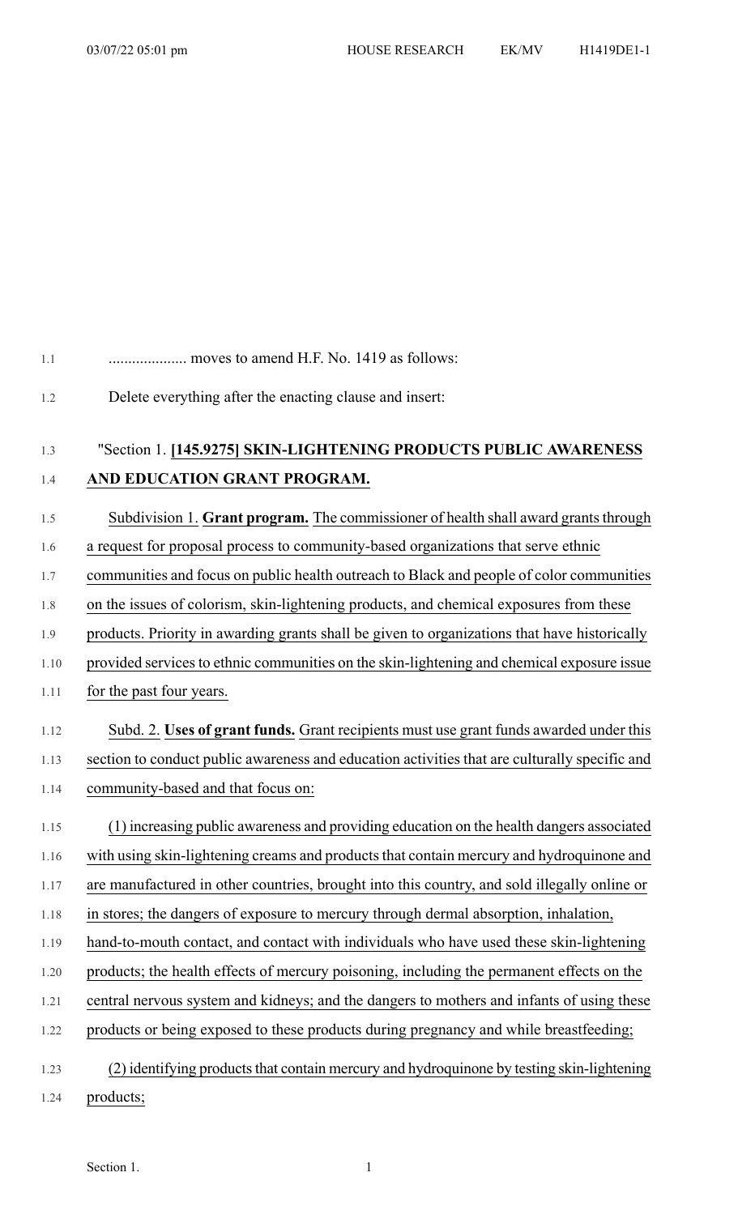.................... moves to amend H.F. No. 1419 as follows:

Delete everything after the enacting clause and insert:

"Section 1. **[145.9275] SKIN-LIGHTENING PRODUCTS PUBLIC AWARENESS AND EDUCATION GRANT PROGRAM.**

Subdivision 1. **Grant program.** The commissioner of health shall award grants through a request for proposal process to community-based organizations that serve ethnic communities and focus on public health outreach to Black and people of color communities on the issues of colorism, skin-lightening products, and chemical exposures from these products. Priority in awarding grants shall be given to organizations that have historically provided services to ethnic communities on the skin-lightening and chemical exposure issue for the past four years.

Subd. 2. **Uses of grant funds.** Grant recipients must use grant funds awarded under this section to conduct public awareness and education activities that are culturally specific and community-based and that focus on:

(1) increasing public awareness and providing education on the health dangers associated with using skin-lightening creams and products that contain mercury and hydroquinone and are manufactured in other countries, brought into this country, and sold illegally online or in stores; the dangers of exposure to mercury through dermal absorption, inhalation, hand-to-mouth contact, and contact with individuals who have used these skin-lightening products; the health effects of mercury poisoning, including the permanent effects on the central nervous system and kidneys; and the dangers to mothers and infants of using these products or being exposed to these products during pregnancy and while breastfeeding;

(2) identifying products that contain mercury and hydroquinone by testing skin-lightening products;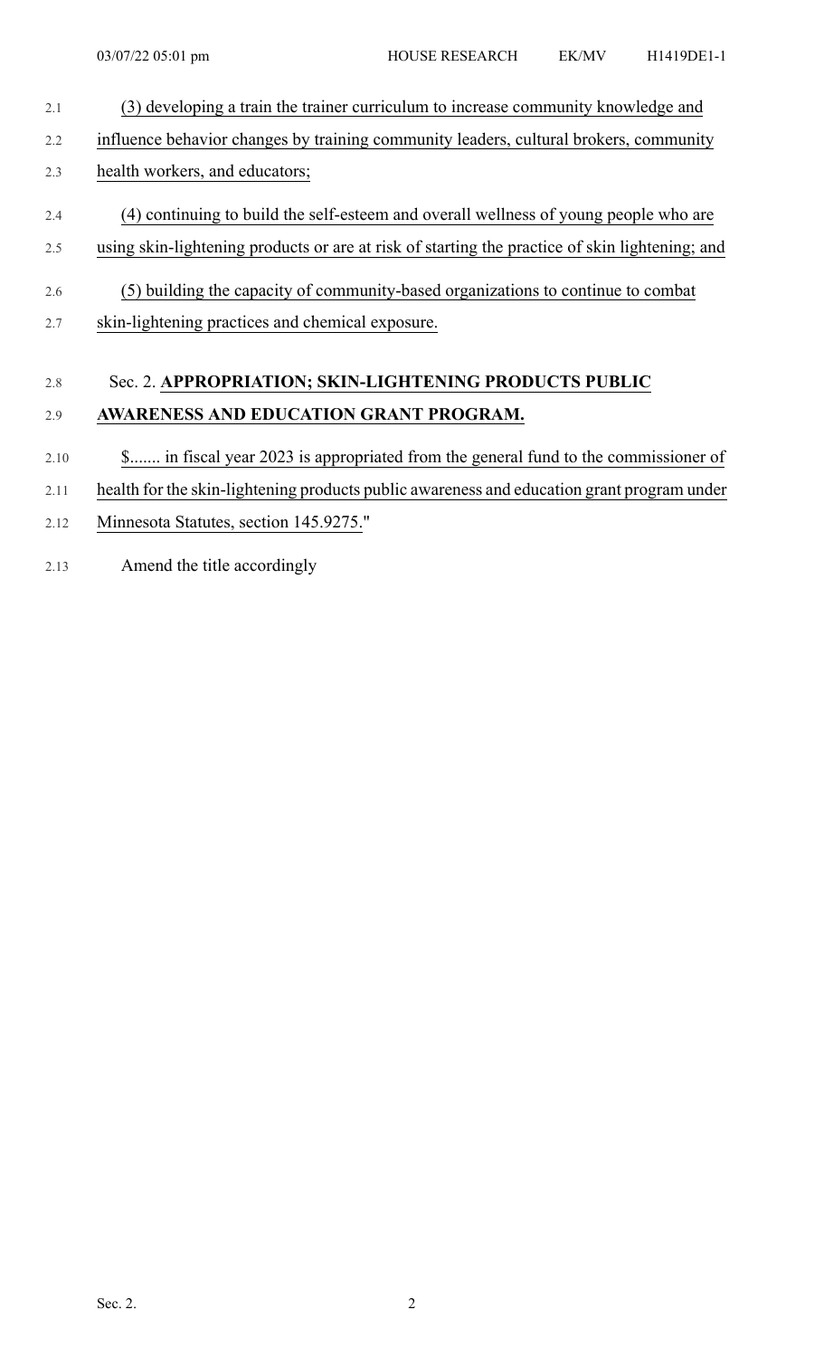(3) developing a train the trainer curriculum to increase community knowledge and influence behavior changes by training community leaders, cultural brokers, community health workers, and educators;

(4) continuing to build the self-esteem and overall wellness of young people who are using skin-lightening products or are at risk of starting the practice of skin lightening; and

(5) building the capacity of community-based organizations to continue to combat skin-lightening practices and chemical exposure.

Sec. 2. **APPROPRIATION; SKIN-LIGHTENING PRODUCTS PUBLIC AWARENESS AND EDUCATION GRANT PROGRAM.**

$....... in fiscal year 2023 is appropriated from the general fund to the commissioner of health for the skin-lightening products public awareness and education grant program under Minnesota Statutes, section 145.9275."

Amend the title accordingly